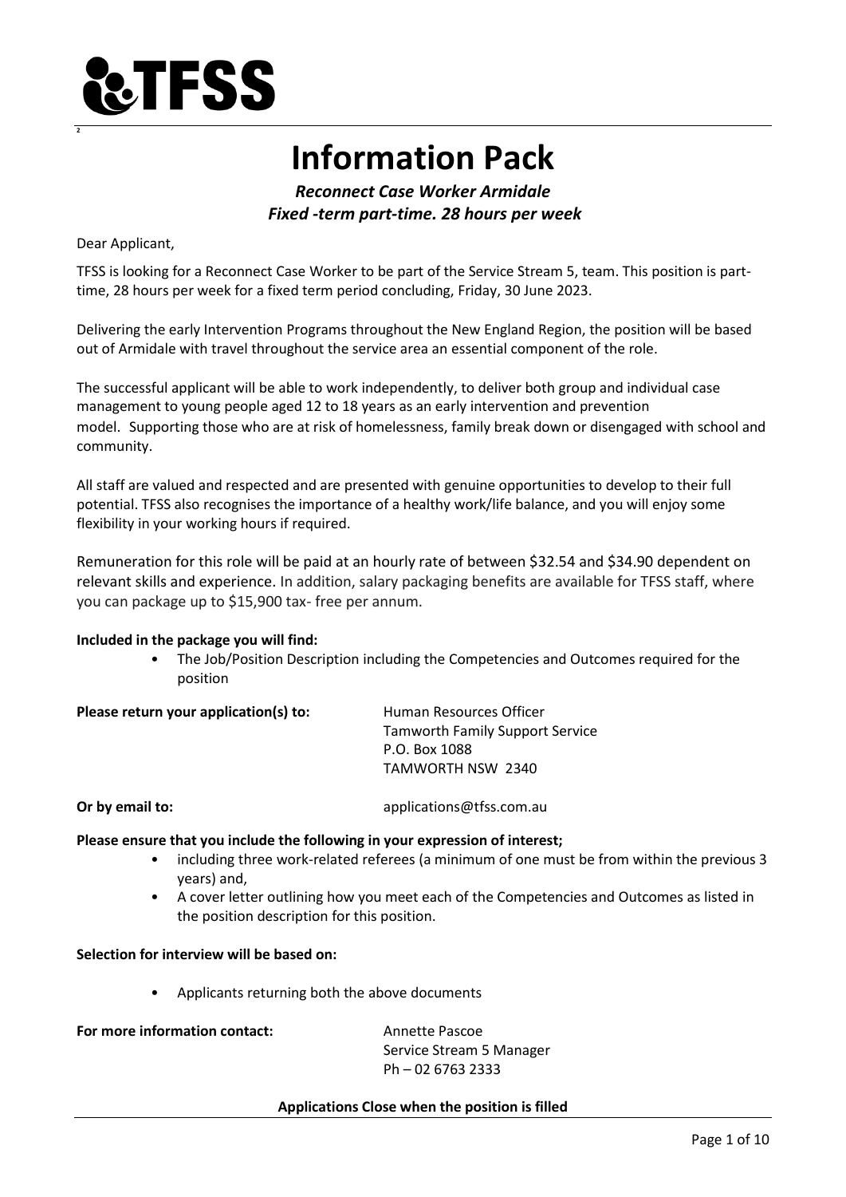TFSS

# Information Pack

***Reconnect Case Worker Armidale***
***Fixed -term part-time. 28 hours per week***

Dear Applicant,

TFSS is looking for a Reconnect Case Worker to be part of the Service Stream 5, team. This position is part-time, 28 hours per week for a fixed term period concluding, Friday, 30 June 2023.

Delivering the early Intervention Programs throughout the New England Region, the position will be based out of Armidale with travel throughout the service area an essential component of the role.

The successful applicant will be able to work independently, to deliver both group and individual case management to young people aged 12 to 18 years as an early intervention and prevention model. Supporting those who are at risk of homelessness, family break down or disengaged with school and community.

All staff are valued and respected and are presented with genuine opportunities to develop to their full potential. TFSS also recognises the importance of a healthy work/life balance, and you will enjoy some flexibility in your working hours if required.

Remuneration for this role will be paid at an hourly rate of between $32.54 and $34.90 dependent on relevant skills and experience. In addition, salary packaging benefits are available for TFSS staff, where you can package up to $15,900 tax- free per annum.

**Included in the package you will find:**

- The Job/Position Description including the Competencies and Outcomes required for the position

**Please return your application(s) to:**

Human Resources Officer
Tamworth Family Support Service
P.O. Box 1088
TAMWORTH NSW 2340

**Or by email to:** applications@tfss.com.au

**Please ensure that you include the following in your expression of interest;**

- including three work-related referees (a minimum of one must be from within the previous 3 years) and,
- A cover letter outlining how you meet each of the Competencies and Outcomes as listed in the position description for this position.

**Selection for interview will be based on:**

- Applicants returning both the above documents

**For more information contact:**

Annette Pascoe
Service Stream 5 Manager
Ph – 02 6763 2333

**Applications Close when the position is filled**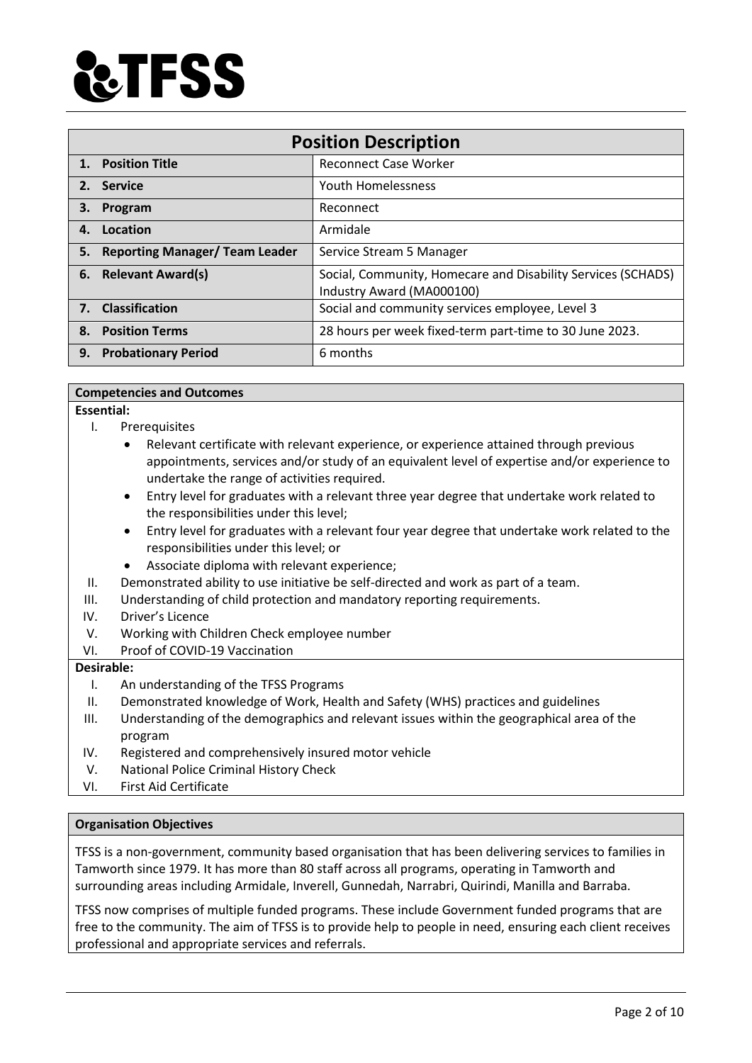# TFSS

| Position Description | |
|---|---|
| **1. Position Title** | Reconnect Case Worker |
| **2. Service** | Youth Homelessness |
| **3. Program** | Reconnect |
| **4. Location** | Armidale |
| **5. Reporting Manager/ Team Leader** | Service Stream 5 Manager |
| **6. Relevant Award(s)** | Social, Community, Homecare and Disability Services (SCHADS) Industry Award (MA000100) |
| **7. Classification** | Social and community services employee, Level 3 |
| **8. Position Terms** | 28 hours per week fixed-term part-time to 30 June 2023. |
| **9. Probationary Period** | 6 months |

## Competencies and Outcomes

**Essential:**

I. Prerequisites
- Relevant certificate with relevant experience, or experience attained through previous appointments, services and/or study of an equivalent level of expertise and/or experience to undertake the range of activities required.
- Entry level for graduates with a relevant three year degree that undertake work related to the responsibilities under this level;
- Entry level for graduates with a relevant four year degree that undertake work related to the responsibilities under this level; or
- Associate diploma with relevant experience;

II. Demonstrated ability to use initiative be self-directed and work as part of a team.
III. Understanding of child protection and mandatory reporting requirements.
IV. Driver's Licence
V. Working with Children Check employee number
VI. Proof of COVID-19 Vaccination

**Desirable:**

I. An understanding of the TFSS Programs
II. Demonstrated knowledge of Work, Health and Safety (WHS) practices and guidelines
III. Understanding of the demographics and relevant issues within the geographical area of the program
IV. Registered and comprehensively insured motor vehicle
V. National Police Criminal History Check
VI. First Aid Certificate

## Organisation Objectives

TFSS is a non-government, community based organisation that has been delivering services to families in Tamworth since 1979. It has more than 80 staff across all programs, operating in Tamworth and surrounding areas including Armidale, Inverell, Gunnedah, Narrabri, Quirindi, Manilla and Barraba.

TFSS now comprises of multiple funded programs. These include Government funded programs that are free to the community. The aim of TFSS is to provide help to people in need, ensuring each client receives professional and appropriate services and referrals.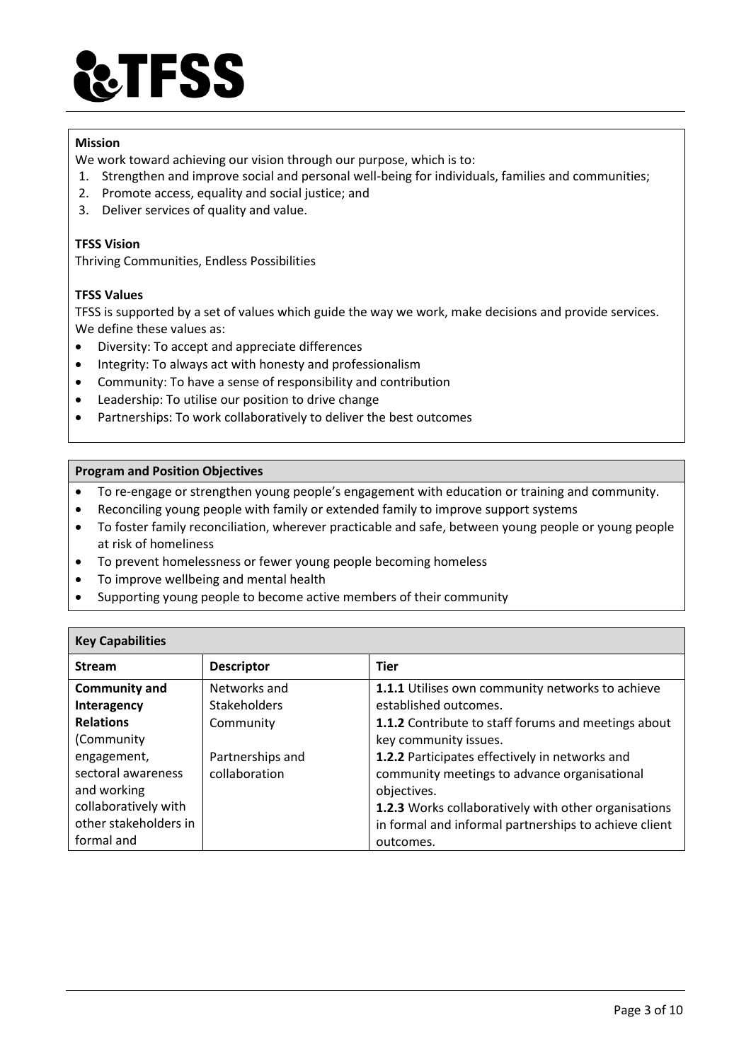# TFSS

**Mission**

We work toward achieving our vision through our purpose, which is to:

1. Strengthen and improve social and personal well-being for individuals, families and communities;
2. Promote access, equality and social justice; and
3. Deliver services of quality and value.

**TFSS Vision**

Thriving Communities, Endless Possibilities

**TFSS Values**

TFSS is supported by a set of values which guide the way we work, make decisions and provide services. We define these values as:

- Diversity: To accept and appreciate differences
- Integrity: To always act with honesty and professionalism
- Community: To have a sense of responsibility and contribution
- Leadership: To utilise our position to drive change
- Partnerships: To work collaboratively to deliver the best outcomes

**Program and Position Objectives**

- To re-engage or strengthen young people's engagement with education or training and community.
- Reconciling young people with family or extended family to improve support systems
- To foster family reconciliation, wherever practicable and safe, between young people or young people at risk of homeliness
- To prevent homelessness or fewer young people becoming homeless
- To improve wellbeing and mental health
- Supporting young people to become active members of their community

**Key Capabilities**

| Stream | Descriptor | Tier |
|---|---|---|
| **Community and Interagency Relations** (Community engagement, sectoral awareness and working collaboratively with other stakeholders in formal and | Networks and Stakeholders<br>Community<br><br>Partnerships and collaboration | **1.1.1** Utilises own community networks to achieve established outcomes.<br>**1.1.2** Contribute to staff forums and meetings about key community issues.<br>**1.2.2** Participates effectively in networks and community meetings to advance organisational objectives.<br>**1.2.3** Works collaboratively with other organisations in formal and informal partnerships to achieve client outcomes. |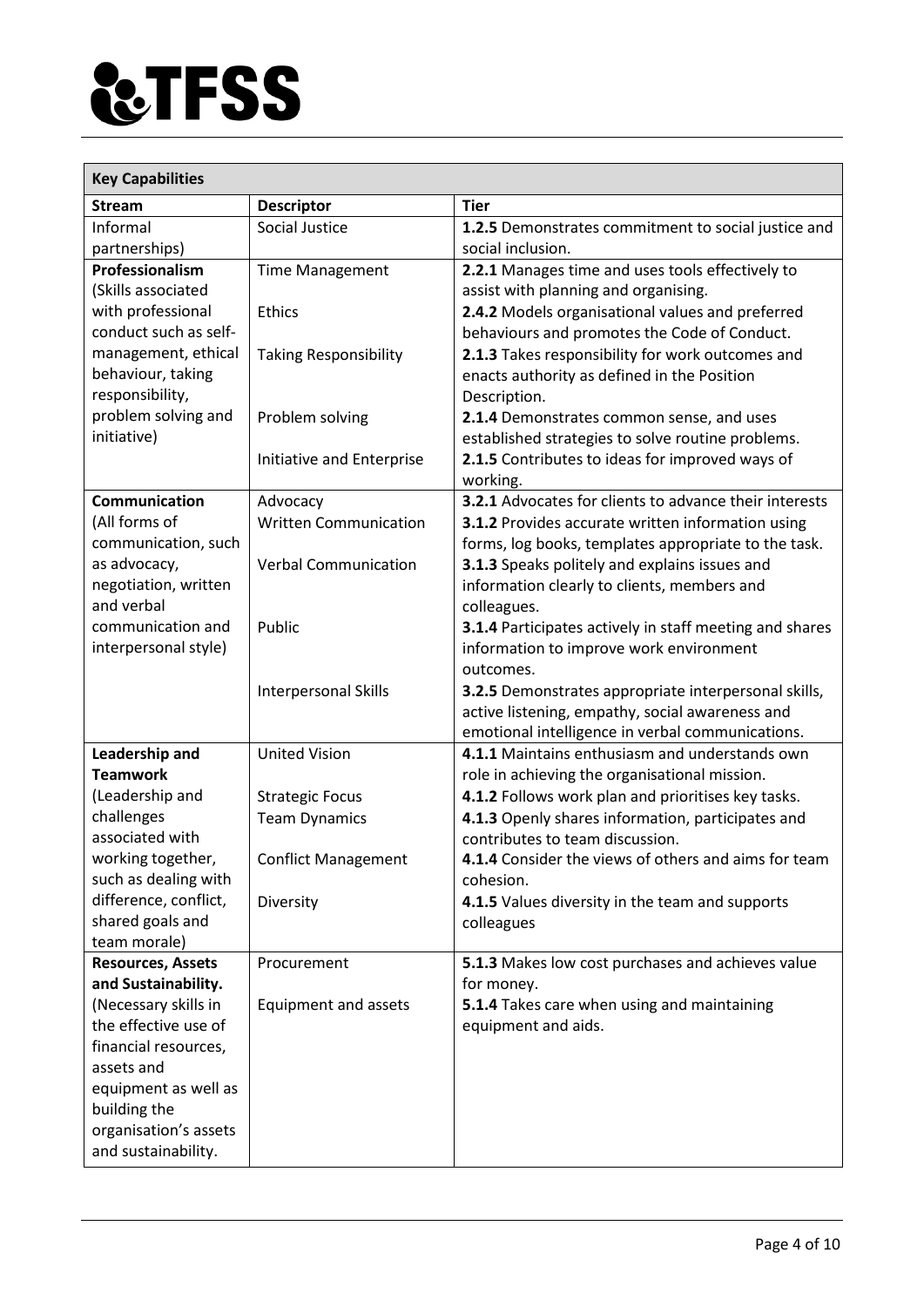| **Key Capabilities** | | |
|---|---|---|
| **Stream** | **Descriptor** | **Tier** |
| Informal partnerships) | Social Justice | **1.2.5** Demonstrates commitment to social justice and social inclusion. |
| **Professionalism** (Skills associated with professional conduct such as self-management, ethical behaviour, taking responsibility, problem solving and initiative) | Time Management | **2.2.1** Manages time and uses tools effectively to assist with planning and organising. |
| | Ethics | **2.4.2** Models organisational values and preferred behaviours and promotes the Code of Conduct. |
| | Taking Responsibility | **2.1.3** Takes responsibility for work outcomes and enacts authority as defined in the Position Description. |
| | Problem solving | **2.1.4** Demonstrates common sense, and uses established strategies to solve routine problems. |
| | Initiative and Enterprise | **2.1.5** Contributes to ideas for improved ways of working. |
| **Communication** (All forms of communication, such as advocacy, negotiation, written and verbal communication and interpersonal style) | Advocacy | **3.2.1** Advocates for clients to advance their interests |
| | Written Communication | **3.1.2** Provides accurate written information using forms, log books, templates appropriate to the task. |
| | Verbal Communication | **3.1.3** Speaks politely and explains issues and information clearly to clients, members and colleagues. |
| | Public | **3.1.4** Participates actively in staff meeting and shares information to improve work environment outcomes. |
| | Interpersonal Skills | **3.2.5** Demonstrates appropriate interpersonal skills, active listening, empathy, social awareness and emotional intelligence in verbal communications. |
| **Leadership and Teamwork** (Leadership and challenges associated with working together, such as dealing with difference, conflict, shared goals and team morale) | United Vision | **4.1.1** Maintains enthusiasm and understands own role in achieving the organisational mission. |
| | Strategic Focus | **4.1.2** Follows work plan and prioritises key tasks. |
| | Team Dynamics | **4.1.3** Openly shares information, participates and contributes to team discussion. |
| | Conflict Management | **4.1.4** Consider the views of others and aims for team cohesion. |
| | Diversity | **4.1.5** Values diversity in the team and supports colleagues |
| **Resources, Assets and Sustainability.** (Necessary skills in the effective use of financial resources, assets and equipment as well as building the organisation's assets and sustainability. | Procurement | **5.1.3** Makes low cost purchases and achieves value for money. |
| | Equipment and assets | **5.1.4** Takes care when using and maintaining equipment and aids. |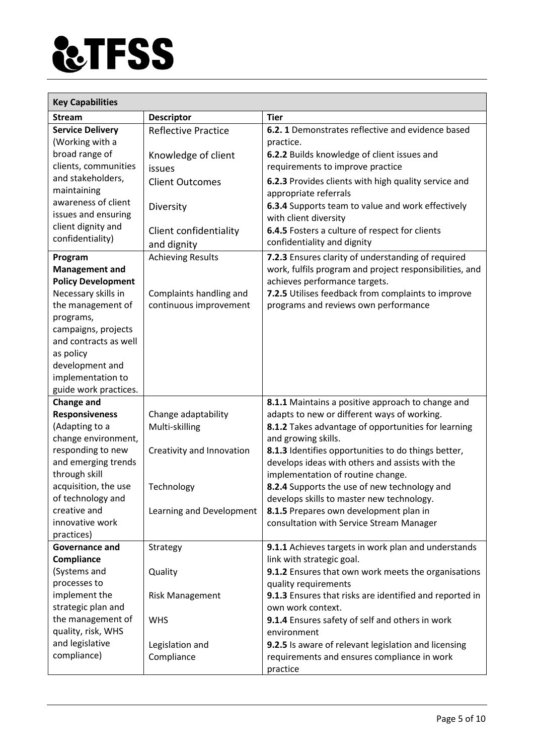| Key Capabilities | | |
|---|---|---|
| **Stream** | **Descriptor** | **Tier** |
| **Service Delivery** (Working with a broad range of clients, communities and stakeholders, maintaining awareness of client issues and ensuring client dignity and confidentiality) | Reflective Practice<br><br>Knowledge of client issues<br><br>Client Outcomes<br><br>Diversity<br><br>Client confidentiality and dignity | **6.2. 1** Demonstrates reflective and evidence based practice.<br>**6.2.2** Builds knowledge of client issues and requirements to improve practice<br>**6.2.3** Provides clients with high quality service and appropriate referrals<br>**6.3.4** Supports team to value and work effectively with client diversity<br>**6.4.5** Fosters a culture of respect for clients confidentiality and dignity |
| **Program Management and Policy Development** Necessary skills in the management of programs, campaigns, projects and contracts as well as policy development and implementation to guide work practices. | Achieving Results<br><br>Complaints handling and continuous improvement | **7.2.3** Ensures clarity of understanding of required work, fulfils program and project responsibilities, and achieves performance targets.<br>**7.2.5** Utilises feedback from complaints to improve programs and reviews own performance |
| **Change and Responsiveness** (Adapting to a change environment, responding to new and emerging trends through skill acquisition, the use of technology and creative and innovative work practices) | Change adaptability<br>Multi-skilling<br><br>Creativity and Innovation<br><br>Technology<br><br>Learning and Development | **8.1.1** Maintains a positive approach to change and adapts to new or different ways of working.<br>**8.1.2** Takes advantage of opportunities for learning and growing skills.<br>**8.1.3** Identifies opportunities to do things better, develops ideas with others and assists with the implementation of routine change.<br>**8.2.4** Supports the use of new technology and develops skills to master new technology.<br>**8.1.5** Prepares own development plan in consultation with Service Stream Manager |
| **Governance and Compliance** (Systems and processes to implement the strategic plan and the management of quality, risk, WHS and legislative compliance) | Strategy<br><br>Quality<br><br>Risk Management<br><br>WHS<br><br>Legislation and Compliance | **9.1.1** Achieves targets in work plan and understands link with strategic goal.<br>**9.1.2** Ensures that own work meets the organisations quality requirements<br>**9.1.3** Ensures that risks are identified and reported in own work context.<br>**9.1.4** Ensures safety of self and others in work environment<br>**9.2.5** Is aware of relevant legislation and licensing requirements and ensures compliance in work practice |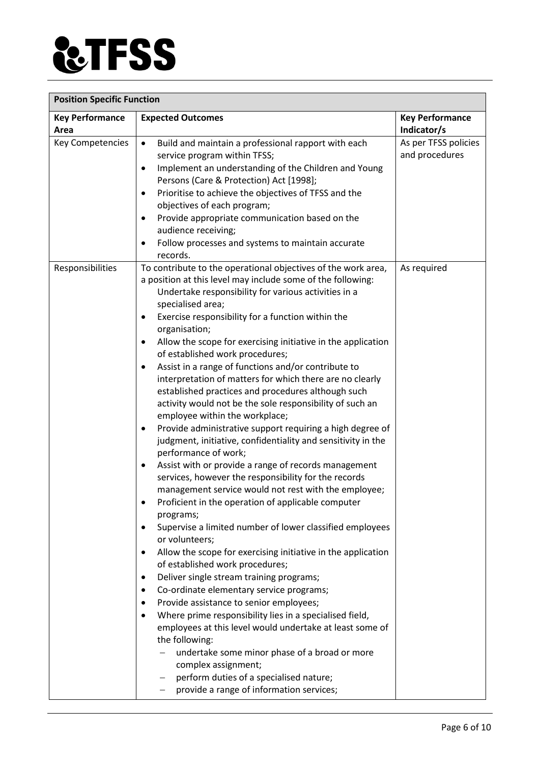# TFSS

| Position Specific Function | | |
|---|---|---|
| **Key Performance Area** | **Expected Outcomes** | **Key Performance Indicator/s** |
| Key Competencies | • Build and maintain a professional rapport with each service program within TFSS;<br>• Implement an understanding of the Children and Young Persons (Care & Protection) Act [1998];<br>• Prioritise to achieve the objectives of TFSS and the objectives of each program;<br>• Provide appropriate communication based on the audience receiving;<br>• Follow processes and systems to maintain accurate records. | As per TFSS policies and procedures |
| Responsibilities | To contribute to the operational objectives of the work area, a position at this level may include some of the following:<br>Undertake responsibility for various activities in a specialised area;<br>• Exercise responsibility for a function within the organisation;<br>• Allow the scope for exercising initiative in the application of established work procedures;<br>• Assist in a range of functions and/or contribute to interpretation of matters for which there are no clearly established practices and procedures although such activity would not be the sole responsibility of such an employee within the workplace;<br>• Provide administrative support requiring a high degree of judgment, initiative, confidentiality and sensitivity in the performance of work;<br>• Assist with or provide a range of records management services, however the responsibility for the records management service would not rest with the employee;<br>• Proficient in the operation of applicable computer programs;<br>• Supervise a limited number of lower classified employees or volunteers;<br>• Allow the scope for exercising initiative in the application of established work procedures;<br>• Deliver single stream training programs;<br>• Co-ordinate elementary service programs;<br>• Provide assistance to senior employees;<br>• Where prime responsibility lies in a specialised field, employees at this level would undertake at least some of the following:<br>– undertake some minor phase of a broad or more complex assignment;<br>– perform duties of a specialised nature;<br>– provide a range of information services; | As required |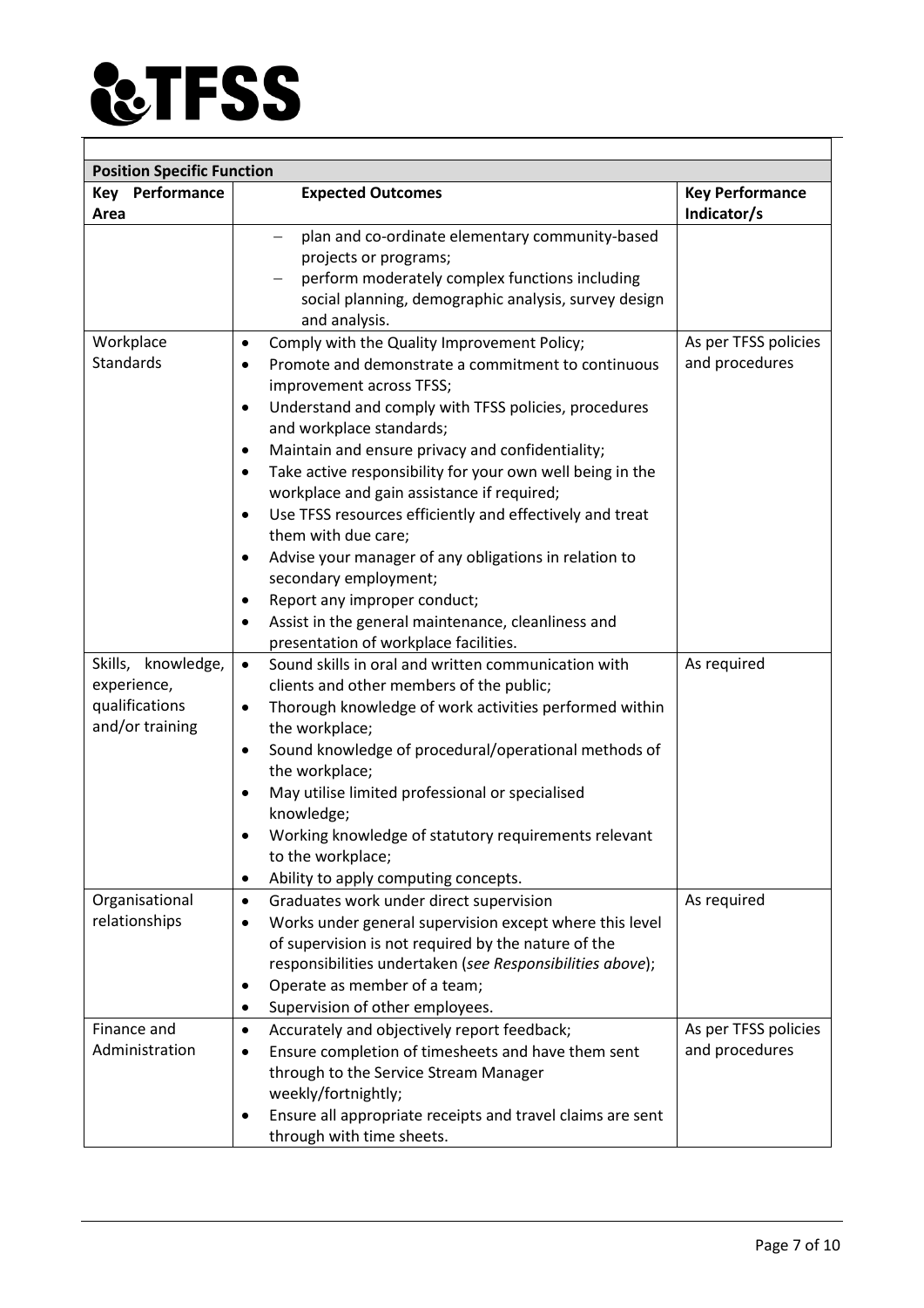| Position Specific Function | | |
|---|---|---|
| **Key Performance Area** | **Expected Outcomes** | **Key Performance Indicator/s** |
| | – plan and co-ordinate elementary community-based projects or programs;<br>– perform moderately complex functions including social planning, demographic analysis, survey design and analysis. | |
| Workplace Standards | • Comply with the Quality Improvement Policy;<br>• Promote and demonstrate a commitment to continuous improvement across TFSS;<br>• Understand and comply with TFSS policies, procedures and workplace standards;<br>• Maintain and ensure privacy and confidentiality;<br>• Take active responsibility for your own well being in the workplace and gain assistance if required;<br>• Use TFSS resources efficiently and effectively and treat them with due care;<br>• Advise your manager of any obligations in relation to secondary employment;<br>• Report any improper conduct;<br>• Assist in the general maintenance, cleanliness and presentation of workplace facilities. | As per TFSS policies and procedures |
| Skills, knowledge, experience, qualifications and/or training | • Sound skills in oral and written communication with clients and other members of the public;<br>• Thorough knowledge of work activities performed within the workplace;<br>• Sound knowledge of procedural/operational methods of the workplace;<br>• May utilise limited professional or specialised knowledge;<br>• Working knowledge of statutory requirements relevant to the workplace;<br>• Ability to apply computing concepts. | As required |
| Organisational relationships | • Graduates work under direct supervision<br>• Works under general supervision except where this level of supervision is not required by the nature of the responsibilities undertaken (*see Responsibilities above*);<br>• Operate as member of a team;<br>• Supervision of other employees. | As required |
| Finance and Administration | • Accurately and objectively report feedback;<br>• Ensure completion of timesheets and have them sent through to the Service Stream Manager weekly/fortnightly;<br>• Ensure all appropriate receipts and travel claims are sent through with time sheets. | As per TFSS policies and procedures |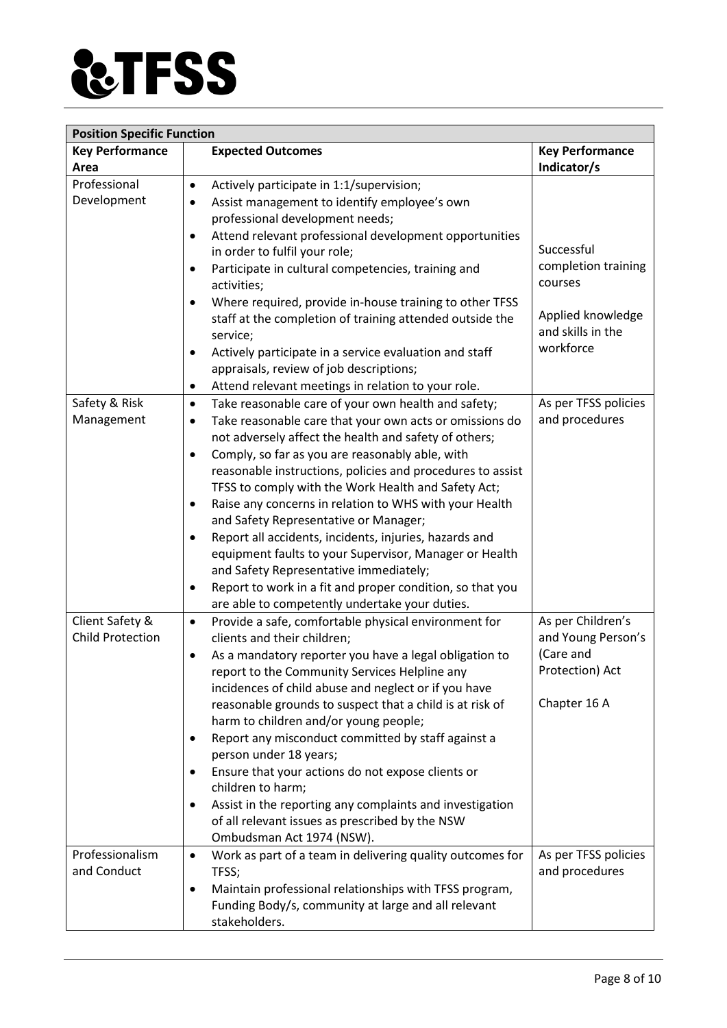| Position Specific Function | | |
|---|---|---|
| **Key Performance Area** | **Expected Outcomes** | **Key Performance Indicator/s** |
| Professional Development | • Actively participate in 1:1/supervision;<br>• Assist management to identify employee's own professional development needs;<br>• Attend relevant professional development opportunities in order to fulfil your role;<br>• Participate in cultural competencies, training and activities;<br>• Where required, provide in-house training to other TFSS staff at the completion of training attended outside the service;<br>• Actively participate in a service evaluation and staff appraisals, review of job descriptions;<br>• Attend relevant meetings in relation to your role. | Successful completion training courses<br><br>Applied knowledge and skills in the workforce |
| Safety & Risk Management | • Take reasonable care of your own health and safety;<br>• Take reasonable care that your own acts or omissions do not adversely affect the health and safety of others;<br>• Comply, so far as you are reasonably able, with reasonable instructions, policies and procedures to assist TFSS to comply with the Work Health and Safety Act;<br>• Raise any concerns in relation to WHS with your Health and Safety Representative or Manager;<br>• Report all accidents, incidents, injuries, hazards and equipment faults to your Supervisor, Manager or Health and Safety Representative immediately;<br>• Report to work in a fit and proper condition, so that you are able to competently undertake your duties. | As per TFSS policies and procedures |
| Client Safety & Child Protection | • Provide a safe, comfortable physical environment for clients and their children;<br>• As a mandatory reporter you have a legal obligation to report to the Community Services Helpline any incidences of child abuse and neglect or if you have reasonable grounds to suspect that a child is at risk of harm to children and/or young people;<br>• Report any misconduct committed by staff against a person under 18 years;<br>• Ensure that your actions do not expose clients or children to harm;<br>• Assist in the reporting any complaints and investigation of all relevant issues as prescribed by the NSW Ombudsman Act 1974 (NSW). | As per Children's and Young Person's (Care and Protection) Act<br><br>Chapter 16 A |
| Professionalism and Conduct | • Work as part of a team in delivering quality outcomes for TFSS;<br>• Maintain professional relationships with TFSS program, Funding Body/s, community at large and all relevant stakeholders. | As per TFSS policies and procedures |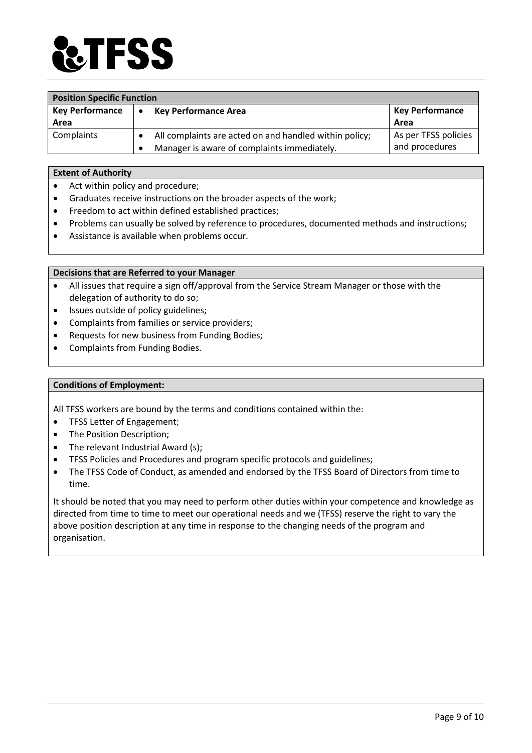TFSS

| Position Specific Function | | |
|---|---|---|
| **Key Performance Area** | • **Key Performance Area** | **Key Performance Area** |
| Complaints | • All complaints are acted on and handled within policy;<br>• Manager is aware of complaints immediately. | As per TFSS policies and procedures |

**Extent of Authority**

- Act within policy and procedure;
- Graduates receive instructions on the broader aspects of the work;
- Freedom to act within defined established practices;
- Problems can usually be solved by reference to procedures, documented methods and instructions;
- Assistance is available when problems occur.

**Decisions that are Referred to your Manager**

- All issues that require a sign off/approval from the Service Stream Manager or those with the delegation of authority to do so;
- Issues outside of policy guidelines;
- Complaints from families or service providers;
- Requests for new business from Funding Bodies;
- Complaints from Funding Bodies.

**Conditions of Employment:**

All TFSS workers are bound by the terms and conditions contained within the:

- TFSS Letter of Engagement;
- The Position Description;
- The relevant Industrial Award (s);
- TFSS Policies and Procedures and program specific protocols and guidelines;
- The TFSS Code of Conduct, as amended and endorsed by the TFSS Board of Directors from time to time.

It should be noted that you may need to perform other duties within your competence and knowledge as directed from time to time to meet our operational needs and we (TFSS) reserve the right to vary the above position description at any time in response to the changing needs of the program and organisation.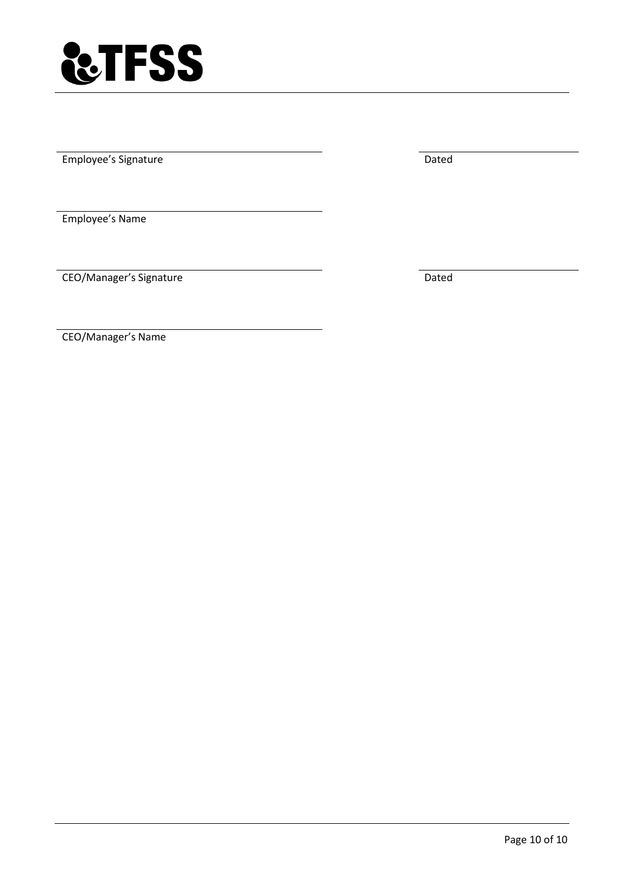Employee's Signature

Dated

Employee's Name

CEO/Manager's Signature

Dated

CEO/Manager's Name